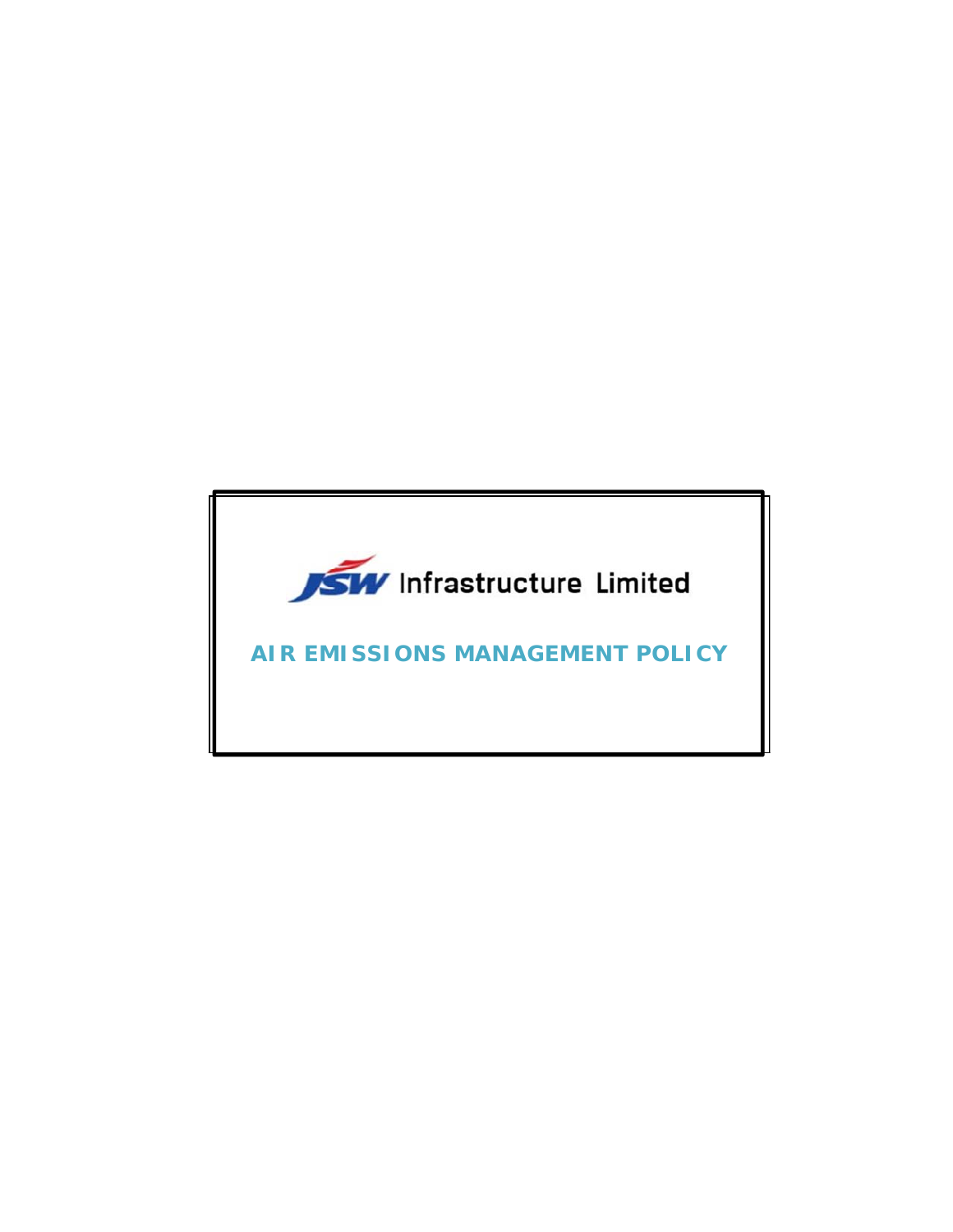JSW Infrastructure Limited

# AIR EMISSIONS MANAGEMENT POLICY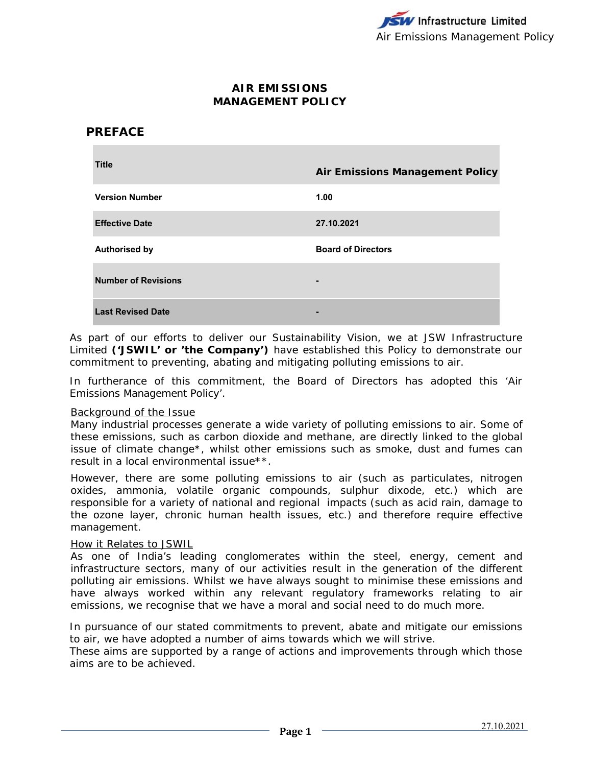# AIR EMISSIONS MANAGEMENT POLICY

## PREFACE

| Title | Air Emissions Management Policy |
|---|---|
| Version Number | 1.00 |
| Effective Date | 27.10.2021 |
| Authorised by | Board of Directors |
| Number of Revisions | - |
| Last Revised Date | - |

As part of our efforts to deliver our Sustainability Vision, we at JSW Infrastructure Limited **('JSWIL' or 'the Company')** have established this Policy to demonstrate our commitment to preventing, abating and mitigating polluting emissions to air.

In furtherance of this commitment, the Board of Directors has adopted this 'Air Emissions Management Policy'.

Background of the Issue

Many industrial processes generate a wide variety of polluting emissions to air. Some of these emissions, such as carbon dioxide and methane, are directly linked to the global issue of climate change*, whilst other emissions such as smoke, dust and fumes can result in a local environmental issue**.

However, there are some polluting emissions to air (such as particulates, nitrogen oxides, ammonia, volatile organic compounds, sulphur dixode, etc.) which are responsible for a variety of national and regional impacts (such as acid rain, damage to the ozone layer, chronic human health issues, etc.) and therefore require effective management.

How it Relates to JSWIL

As one of India's leading conglomerates within the steel, energy, cement and infrastructure sectors, many of our activities result in the generation of the different polluting air emissions. Whilst we have always sought to minimise these emissions and have always worked within any relevant regulatory frameworks relating to air emissions, we recognise that we have a moral and social need to do much more.

In pursuance of our stated commitments to prevent, abate and mitigate our emissions to air, we have adopted a number of aims towards which we will strive.
These aims are supported by a range of actions and improvements through which those aims are to be achieved.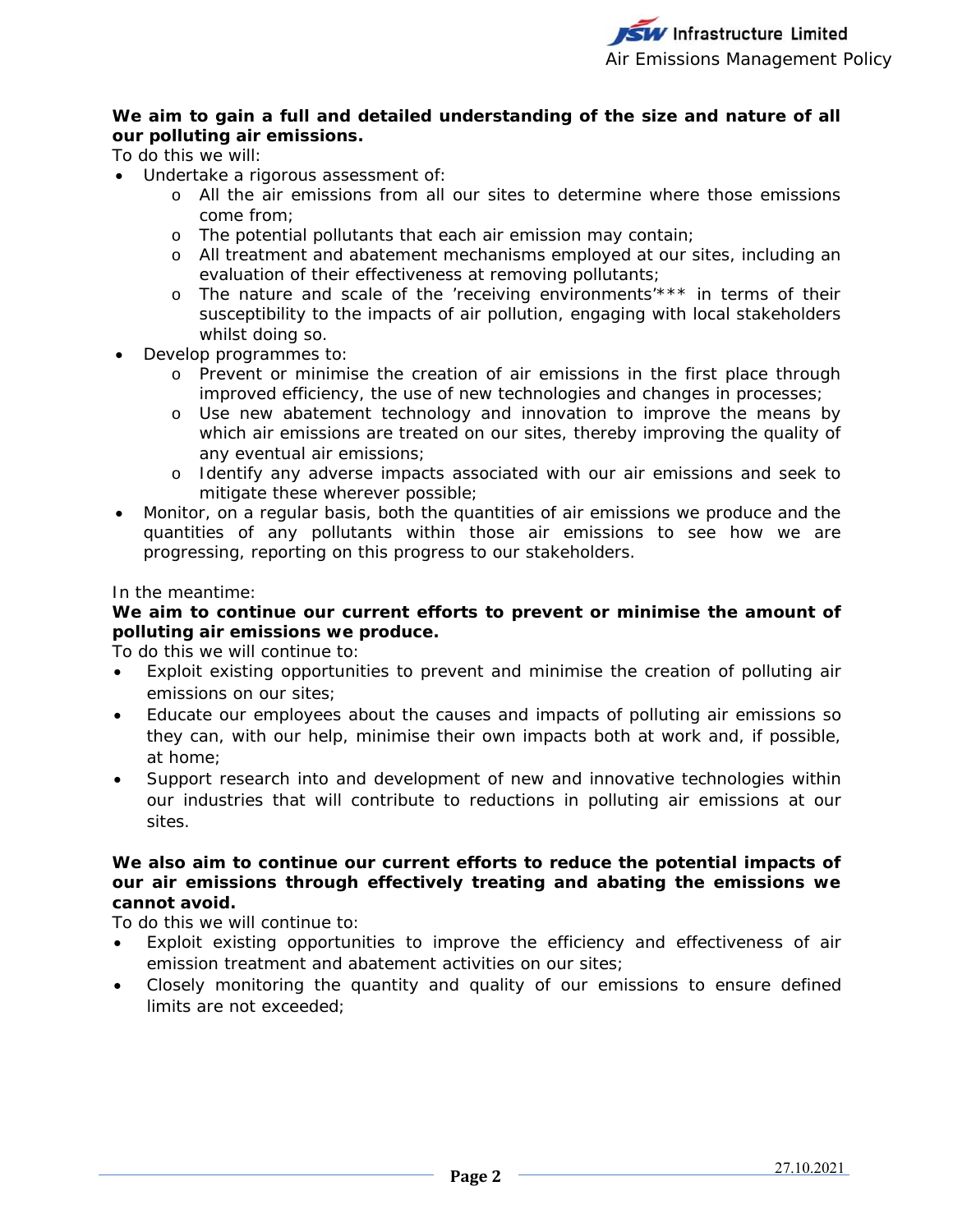**We aim to gain a full and detailed understanding of the size and nature of all our polluting air emissions.**

To do this we will:

- Undertake a rigorous assessment of:
  - All the air emissions from all our sites to determine where those emissions come from;
  - The potential pollutants that each air emission may contain;
  - All treatment and abatement mechanisms employed at our sites, including an evaluation of their effectiveness at removing pollutants;
  - The nature and scale of the 'receiving environments'*** in terms of their susceptibility to the impacts of air pollution, engaging with local stakeholders whilst doing so.
- Develop programmes to:
  - Prevent or minimise the creation of air emissions in the first place through improved efficiency, the use of new technologies and changes in processes;
  - Use new abatement technology and innovation to improve the means by which air emissions are treated on our sites, thereby improving the quality of any eventual air emissions;
  - Identify any adverse impacts associated with our air emissions and seek to mitigate these wherever possible;
- Monitor, on a regular basis, both the quantities of air emissions we produce and the quantities of any pollutants within those air emissions to see how we are progressing, reporting on this progress to our stakeholders.

In the meantime:

**We aim to continue our current efforts to prevent or minimise the amount of polluting air emissions we produce.**

To do this we will continue to:

- Exploit existing opportunities to prevent and minimise the creation of polluting air emissions on our sites;
- Educate our employees about the causes and impacts of polluting air emissions so they can, with our help, minimise their own impacts both at work and, if possible, at home;
- Support research into and development of new and innovative technologies within our industries that will contribute to reductions in polluting air emissions at our sites.

**We also aim to continue our current efforts to reduce the potential impacts of our air emissions through effectively treating and abating the emissions we cannot avoid.**

To do this we will continue to:

- Exploit existing opportunities to improve the efficiency and effectiveness of air emission treatment and abatement activities on our sites;
- Closely monitoring the quantity and quality of our emissions to ensure defined limits are not exceeded;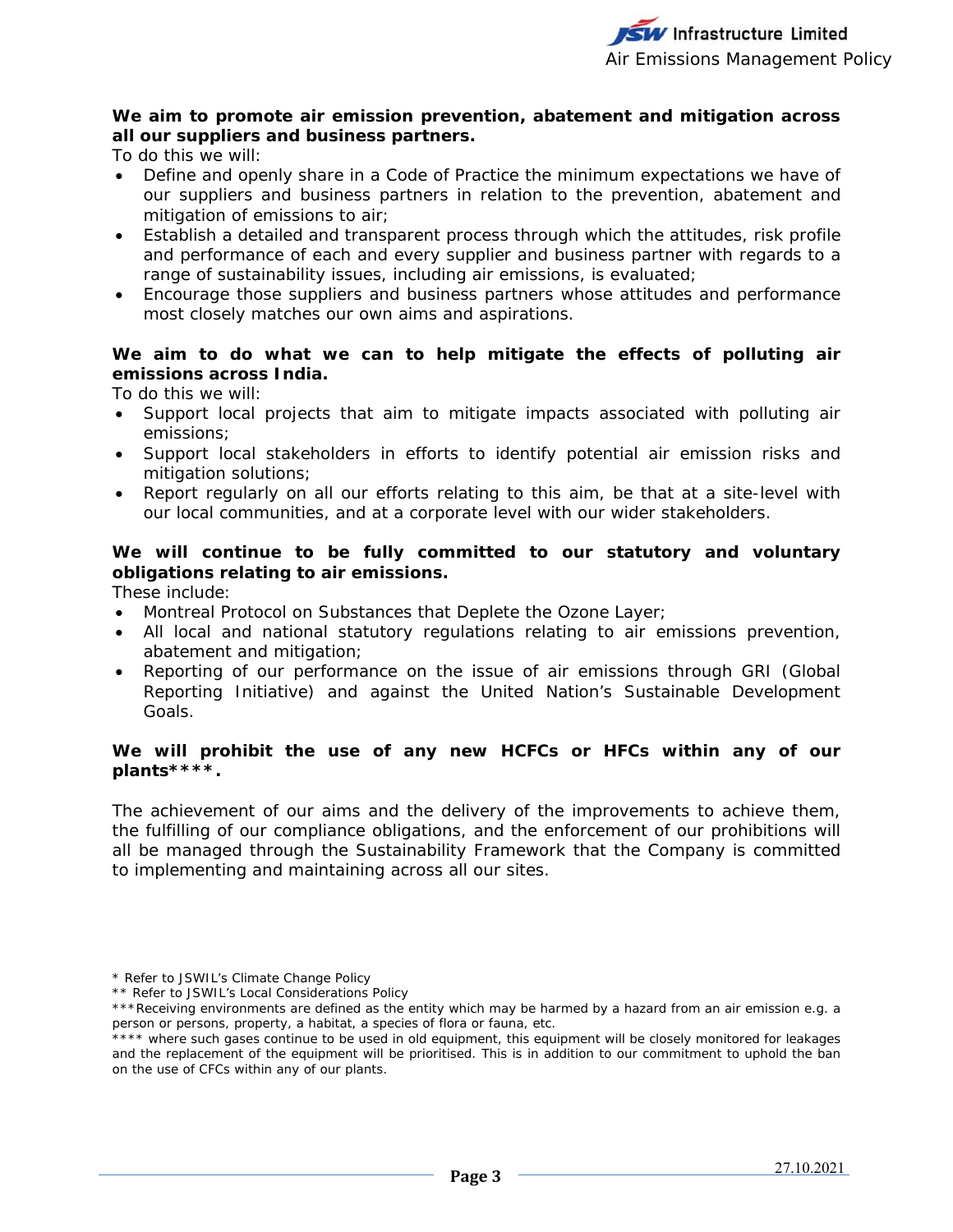**We aim to promote air emission prevention, abatement and mitigation across all our suppliers and business partners.**

To do this we will:

- Define and openly share in a Code of Practice the minimum expectations we have of our suppliers and business partners in relation to the prevention, abatement and mitigation of emissions to air;
- Establish a detailed and transparent process through which the attitudes, risk profile and performance of each and every supplier and business partner with regards to a range of sustainability issues, including air emissions, is evaluated;
- Encourage those suppliers and business partners whose attitudes and performance most closely matches our own aims and aspirations.

**We aim to do what we can to help mitigate the effects of polluting air emissions across India.**

To do this we will:

- Support local projects that aim to mitigate impacts associated with polluting air emissions;
- Support local stakeholders in efforts to identify potential air emission risks and mitigation solutions;
- Report regularly on all our efforts relating to this aim, be that at a site-level with our local communities, and at a corporate level with our wider stakeholders.

**We will continue to be fully committed to our statutory and voluntary obligations relating to air emissions.**

These include:

- Montreal Protocol on Substances that Deplete the Ozone Layer;
- All local and national statutory regulations relating to air emissions prevention, abatement and mitigation;
- Reporting of our performance on the issue of air emissions through GRI (Global Reporting Initiative) and against the United Nation's Sustainable Development Goals.

**We will prohibit the use of any new HCFCs or HFCs within any of our plants****.**

The achievement of our aims and the delivery of the improvements to achieve them, the fulfilling of our compliance obligations, and the enforcement of our prohibitions will all be managed through the Sustainability Framework that the Company is committed to implementing and maintaining across all our sites.

* Refer to JSWIL's Climate Change Policy

** Refer to JSWIL's Local Considerations Policy

***Receiving environments are defined as the entity which may be harmed by a hazard from an air emission e.g. a person or persons, property, a habitat, a species of flora or fauna, etc.

**** where such gases continue to be used in old equipment, this equipment will be closely monitored for leakages and the replacement of the equipment will be prioritised. This is in addition to our commitment to uphold the ban on the use of CFCs within any of our plants.

27.10.2021